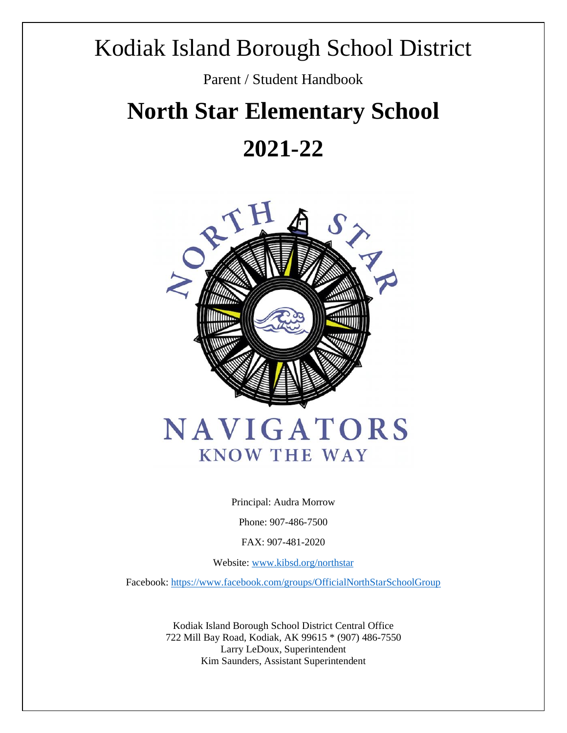# Kodiak Island Borough School District

Parent / Student Handbook

# North Star Elementary School

# 2021-22

NORTH STAR

NAVIGATORS
KNOW THE WAY

Principal: Audra Morrow

Phone: 907-486-7500

FAX: 907-481-2020

Website: www.kibsd.org/northstar

Facebook: https://www.facebook.com/groups/OfficialNorthStarSchoolGroup

Kodiak Island Borough School District Central Office
722 Mill Bay Road, Kodiak, AK 99615 * (907) 486-7550
Larry LeDoux, Superintendent
Kim Saunders, Assistant Superintendent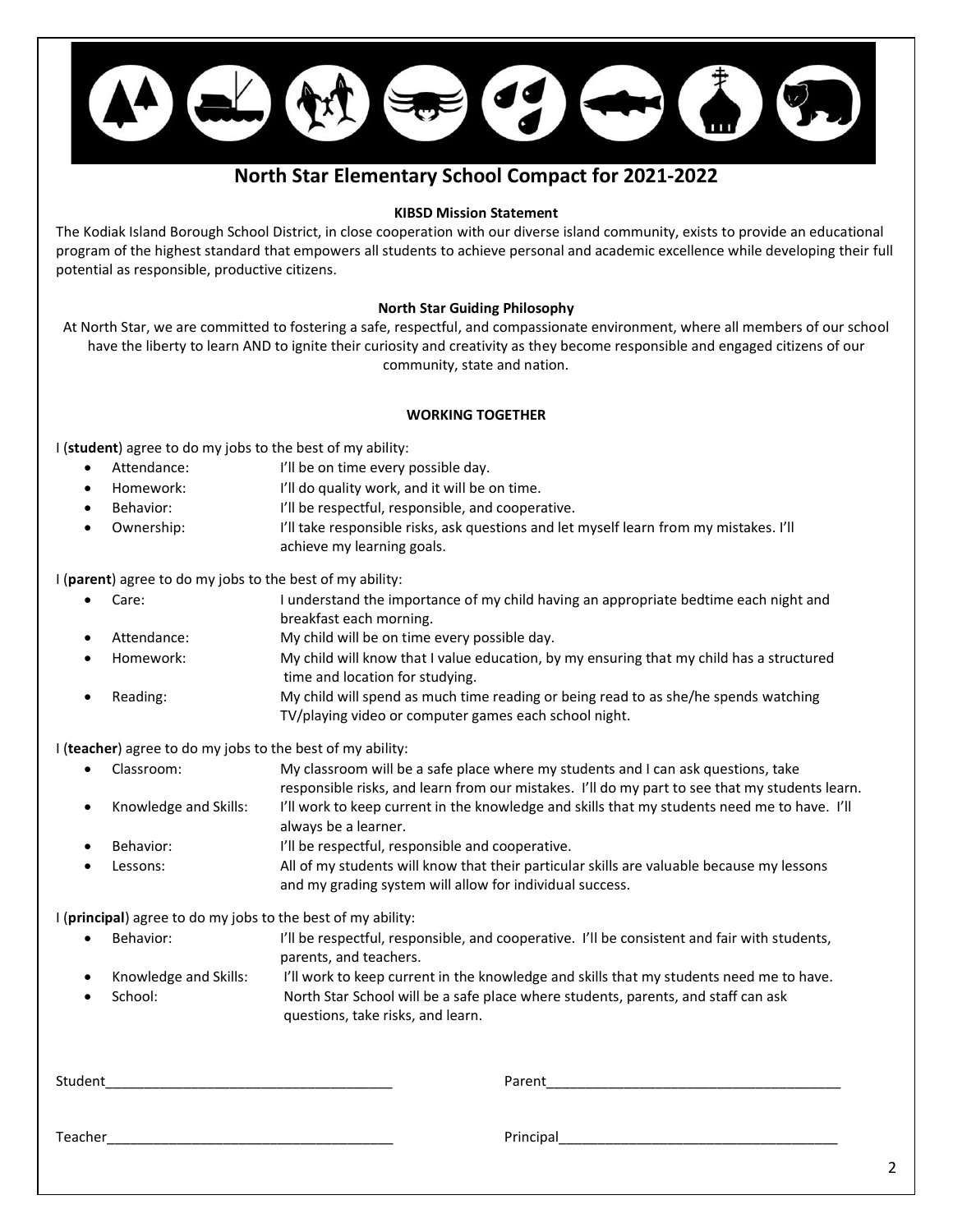# North Star Elementary School Compact for 2021-2022

**KIBSD Mission Statement**

The Kodiak Island Borough School District, in close cooperation with our diverse island community, exists to provide an educational program of the highest standard that empowers all students to achieve personal and academic excellence while developing their full potential as responsible, productive citizens.

**North Star Guiding Philosophy**

At North Star, we are committed to fostering a safe, respectful, and compassionate environment, where all members of our school have the liberty to learn AND to ignite their curiosity and creativity as they become responsible and engaged citizens of our community, state and nation.

**WORKING TOGETHER**

I (**student**) agree to do my jobs to the best of my ability:

- Attendance: I'll be on time every possible day.
- Homework: I'll do quality work, and it will be on time.
- Behavior: I'll be respectful, responsible, and cooperative.
- Ownership: I'll take responsible risks, ask questions and let myself learn from my mistakes. I'll achieve my learning goals.

I (**parent**) agree to do my jobs to the best of my ability:

- Care: I understand the importance of my child having an appropriate bedtime each night and breakfast each morning.
- Attendance: My child will be on time every possible day.
- Homework: My child will know that I value education, by my ensuring that my child has a structured time and location for studying.
- Reading: My child will spend as much time reading or being read to as she/he spends watching TV/playing video or computer games each school night.

I (**teacher**) agree to do my jobs to the best of my ability:

- Classroom: My classroom will be a safe place where my students and I can ask questions, take responsible risks, and learn from our mistakes. I'll do my part to see that my students learn.
- Knowledge and Skills: I'll work to keep current in the knowledge and skills that my students need me to have. I'll always be a learner.
- Behavior: I'll be respectful, responsible and cooperative.
- Lessons: All of my students will know that their particular skills are valuable because my lessons and my grading system will allow for individual success.

I (**principal**) agree to do my jobs to the best of my ability:

- Behavior: I'll be respectful, responsible, and cooperative. I'll be consistent and fair with students, parents, and teachers.
- Knowledge and Skills: I'll work to keep current in the knowledge and skills that my students need me to have.
- School: North Star School will be a safe place where students, parents, and staff can ask questions, take risks, and learn.

Student____________________________________ Parent____________________________________

Teacher____________________________________ Principal____________________________________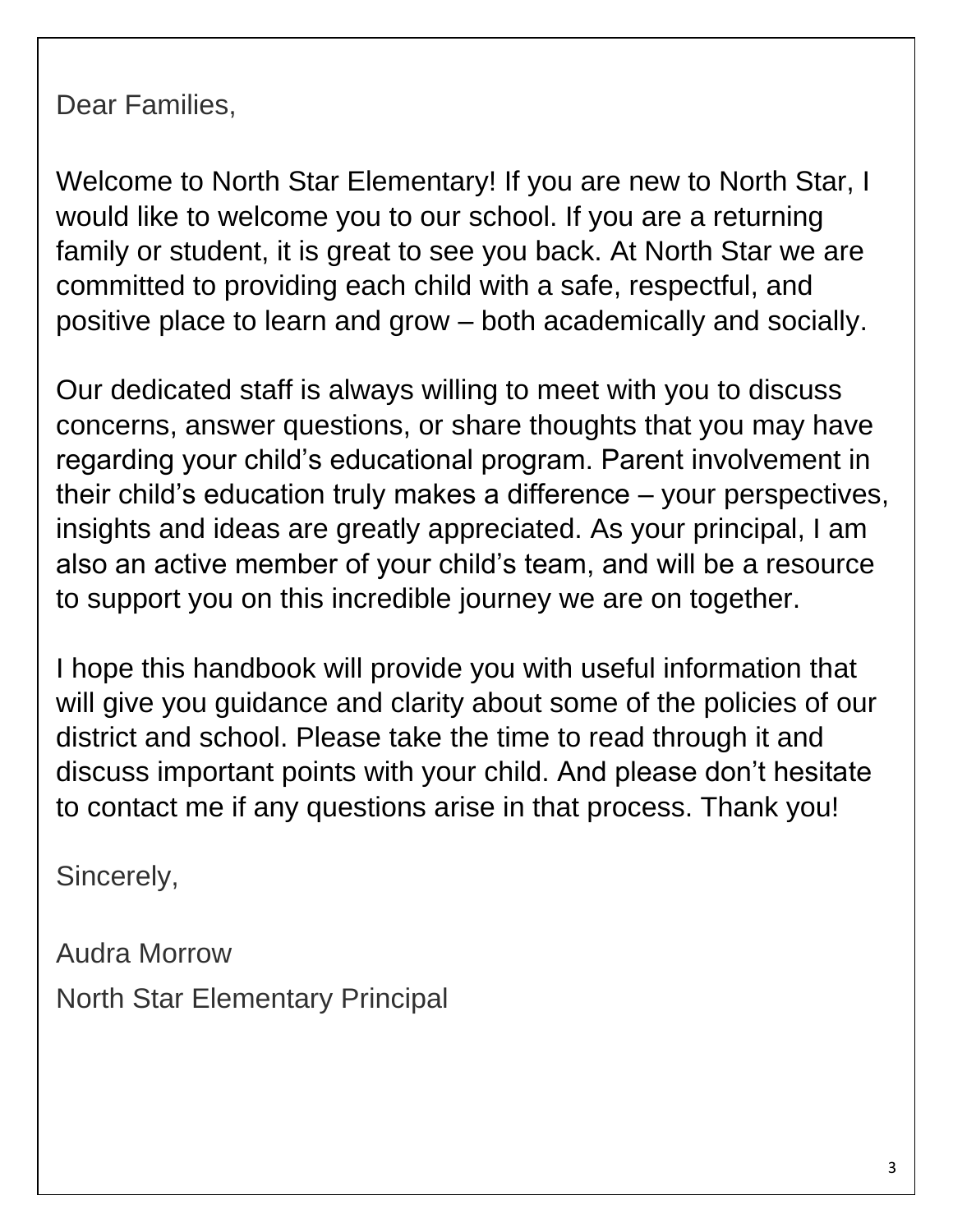Dear Families,

Welcome to North Star Elementary! If you are new to North Star, I would like to welcome you to our school. If you are a returning family or student, it is great to see you back. At North Star we are committed to providing each child with a safe, respectful, and positive place to learn and grow – both academically and socially.

Our dedicated staff is always willing to meet with you to discuss concerns, answer questions, or share thoughts that you may have regarding your child's educational program. Parent involvement in their child's education truly makes a difference – your perspectives, insights and ideas are greatly appreciated. As your principal, I am also an active member of your child's team, and will be a resource to support you on this incredible journey we are on together.

I hope this handbook will provide you with useful information that will give you guidance and clarity about some of the policies of our district and school. Please take the time to read through it and discuss important points with your child. And please don't hesitate to contact me if any questions arise in that process. Thank you!

Sincerely,

Audra Morrow

North Star Elementary Principal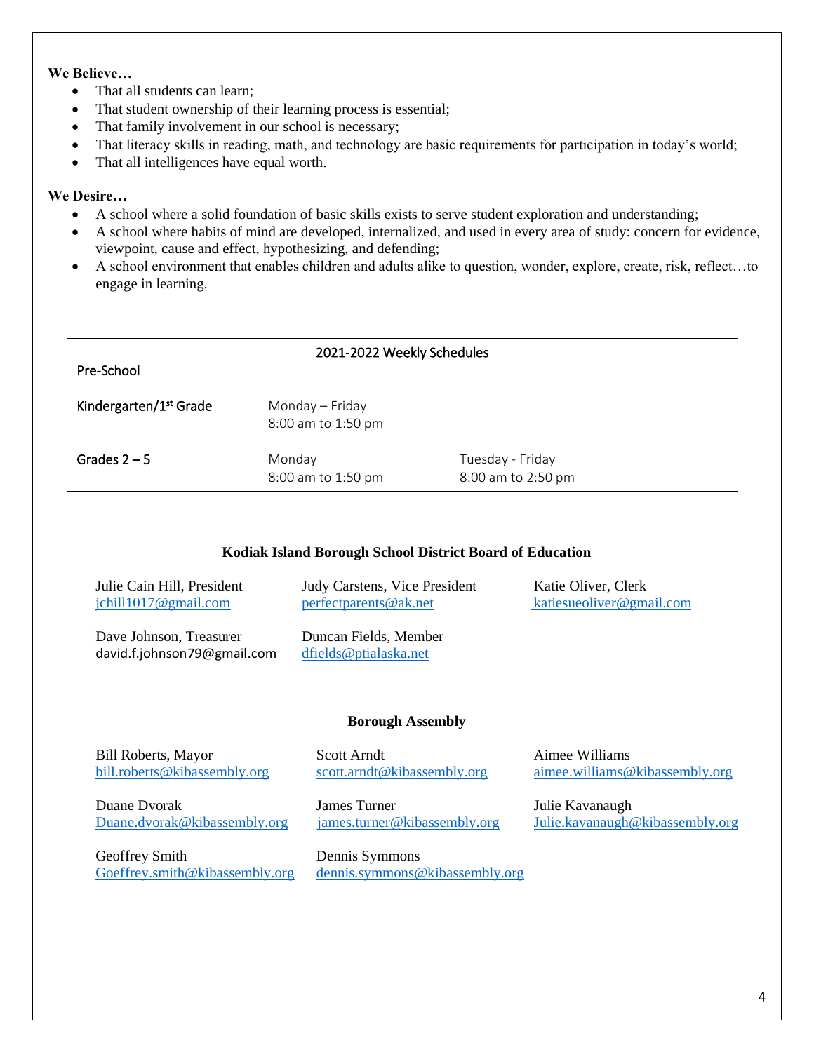**We Believe…**

- That all students can learn;
- That student ownership of their learning process is essential;
- That family involvement in our school is necessary;
- That literacy skills in reading, math, and technology are basic requirements for participation in today's world;
- That all intelligences have equal worth.

**We Desire…**

- A school where a solid foundation of basic skills exists to serve student exploration and understanding;
- A school where habits of mind are developed, internalized, and used in every area of study: concern for evidence, viewpoint, cause and effect, hypothesizing, and defending;
- A school environment that enables children and adults alike to question, wonder, explore, create, risk, reflect…to engage in learning.

| 2021-2022 Weekly Schedules | | |
|---|---|---|
| Pre-School | | |
| Kindergarten/1st Grade | Monday – Friday<br>8:00 am to 1:50 pm | |
| Grades 2 – 5 | Monday<br>8:00 am to 1:50 pm | Tuesday - Friday<br>8:00 am to 2:50 pm |

**Kodiak Island Borough School District Board of Education**

Julie Cain Hill, President
jchill1017@gmail.com

Judy Carstens, Vice President
perfectparents@ak.net

Katie Oliver, Clerk
katiesueoliver@gmail.com

Dave Johnson, Treasurer
david.f.johnson79@gmail.com

Duncan Fields, Member
dfields@ptialaska.net

**Borough Assembly**

Bill Roberts, Mayor
bill.roberts@kibassembly.org

Scott Arndt
scott.arndt@kibassembly.org

Aimee Williams
aimee.williams@kibassembly.org

Duane Dvorak
Duane.dvorak@kibassembly.org

James Turner
james.turner@kibassembly.org

Julie Kavanaugh
Julie.kavanaugh@kibassembly.org

Geoffrey Smith
Goeffrey.smith@kibassembly.org

Dennis Symmons
dennis.symmons@kibassembly.org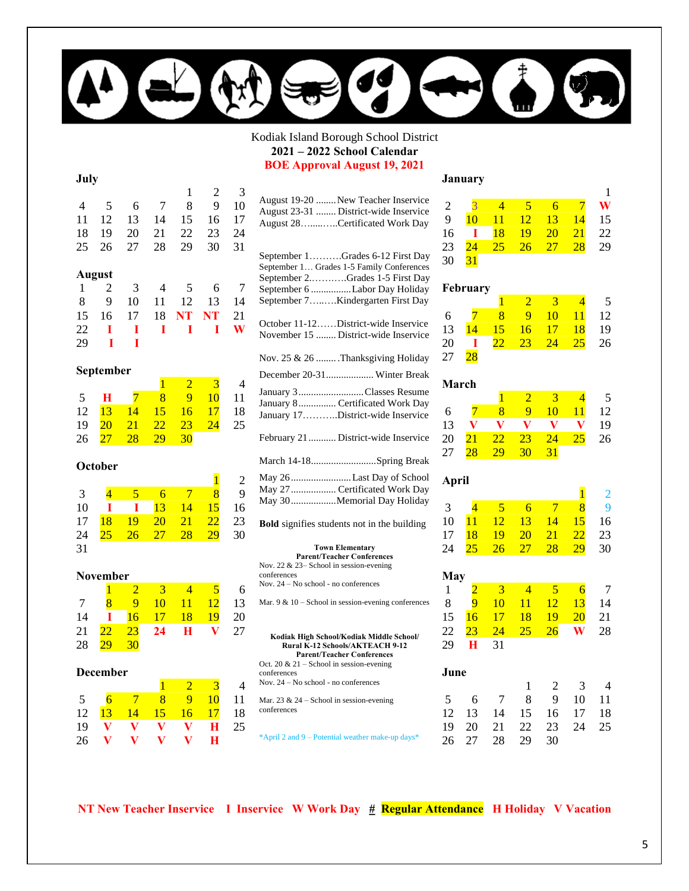Kodiak Island Borough School District

**2021 – 2022 School Calendar**

**BOE Approval August 19, 2021**

**July**

| | | | | | | |
|---|---|---|---|---|---|---|
| | | | 1 | 2 | 3 | |
| 4 | 5 | 6 | 7 | 8 | 9 | 10 |
| 11 | 12 | 13 | 14 | 15 | 16 | 17 |
| 18 | 19 | 20 | 21 | 22 | 23 | 24 |
| 25 | 26 | 27 | 28 | 29 | 30 | 31 |

**August**

| | | | | | | |
|---|---|---|---|---|---|---|
| 1 | 2 | 3 | 4 | 5 | 6 | 7 |
| 8 | 9 | 10 | 11 | 12 | 13 | 14 |
| 15 | 16 | 17 | 18 | **NT** | **NT** | 21 |
| 22 | **I** | **I** | **I** | **I** | **I** | **W** |
| 29 | **I** | **I** | | | | |

**September**

| | | | | | | |
|---|---|---|---|---|---|---|
| | | | 1 | 2 | 3 | 4 |
| 5 | **H** | 7 | 8 | 9 | 10 | 11 |
| 12 | 13 | 14 | 15 | 16 | 17 | 18 |
| 19 | 20 | 21 | 22 | 23 | 24 | 25 |
| 26 | 27 | 28 | 29 | 30 | | |

**October**

| | | | | | | |
|---|---|---|---|---|---|---|
| | | | | | 1 | 2 |
| 3 | 4 | 5 | 6 | 7 | 8 | 9 |
| 10 | **I** | **I** | 13 | 14 | 15 | 16 |
| 17 | 18 | 19 | 20 | 21 | 22 | 23 |
| 24 | 25 | 26 | 27 | 28 | 29 | 30 |
| 31 | | | | | | |

**November**

| | | | | | | |
|---|---|---|---|---|---|---|
| | 1 | 2 | 3 | 4 | 5 | 6 |
| 7 | 8 | 9 | 10 | 11 | 12 | 13 |
| 14 | **I** | 16 | 17 | 18 | 19 | 20 |
| 21 | 22 | 23 | **24** | **H** | **V** | 27 |
| 28 | 29 | 30 | | | | |

**December**

| | | | | | | |
|---|---|---|---|---|---|---|
| | | | 1 | 2 | 3 | 4 |
| 5 | 6 | 7 | 8 | 9 | 10 | 11 |
| 12 | 13 | 14 | 15 | 16 | 17 | 18 |
| 19 | **V** | **V** | **V** | **V** | **H** | 25 |
| 26 | **V** | **V** | **V** | **V** | **H** | |

August 19-20 ........ New Teacher Inservice
August 23-31 ........ District-wide Inservice
August 28…....…..Certificated Work Day

September 1……….Grades 6-12 First Day
September 1… Grades 1-5 Family Conferences
September 2.………..Grades 1-5 First Day
September 6 ................ Labor Day Holiday
September 7……..Kindergarten First Day

October 11-12……District-wide Inservice
November 15 ........ District-wide Inservice

Nov. 25 & 26 ........ .Thanksgiving Holiday

December 20-31.................. Winter Break

January 3.......................... Classes Resume
January 8............... Certificated Work Day
January 17………..District-wide Inservice

February 21........... District-wide Inservice

March 14-18.......................... Spring Break

May 26........................ Last Day of School
May 27.................. Certificated Work Day
May 30.................. Memorial Day Holiday

**Bold** signifies students not in the building

**Town Elementary Parent/Teacher Conferences**

Nov. 22 & 23– School in session-evening conferences
Nov. 24 – No school - no conferences

Mar. 9 & 10 – School in session-evening conferences

**Kodiak High School/Kodiak Middle School/ Rural K-12 Schools/AKTEACH 9-12 Parent/Teacher Conferences**

Oct. 20 & 21 – School in session-evening conferences
Nov. 24 – No school - no conferences

Mar. 23 & 24 – School in session-evening conferences

*April 2 and 9 – Potential weather make-up days*

**January**

| | | | | | | |
|---|---|---|---|---|---|---|
| | | | | | | 1 |
| 2 | 3 | 4 | 5 | 6 | 7 | **W** |
| 9 | 10 | 11 | 12 | 13 | 14 | 15 |
| 16 | **I** | 18 | 19 | 20 | 21 | 22 |
| 23 | 24 | 25 | 26 | 27 | 28 | 29 |
| 30 | 31 | | | | | |

**February**

| | | | | | | |
|---|---|---|---|---|---|---|
| | | 1 | 2 | 3 | 4 | 5 |
| 6 | 7 | 8 | 9 | 10 | 11 | 12 |
| 13 | 14 | 15 | 16 | 17 | 18 | 19 |
| 20 | **I** | 22 | 23 | 24 | 25 | 26 |
| 27 | 28 | | | | | |

**March**

| | | | | | | |
|---|---|---|---|---|---|---|
| | | 1 | 2 | 3 | 4 | 5 |
| 6 | 7 | 8 | 9 | 10 | 11 | 12 |
| 13 | **V** | **V** | **V** | **V** | **V** | 19 |
| 20 | 21 | 22 | 23 | 24 | 25 | 26 |
| 27 | 28 | 29 | 30 | 31 | | |

**April**

| | | | | | | |
|---|---|---|---|---|---|---|
| | | | | | 1 | 2 |
| 3 | 4 | 5 | 6 | 7 | 8 | 9 |
| 10 | 11 | 12 | 13 | 14 | 15 | 16 |
| 17 | 18 | 19 | 20 | 21 | 22 | 23 |
| 24 | 25 | 26 | 27 | 28 | 29 | 30 |

**May**

| | | | | | | |
|---|---|---|---|---|---|---|
| 1 | 2 | 3 | 4 | 5 | 6 | 7 |
| 8 | 9 | 10 | 11 | 12 | 13 | 14 |
| 15 | 16 | 17 | 18 | 19 | 20 | 21 |
| 22 | 23 | 24 | 25 | 26 | **W** | 28 |
| 29 | **H** | 31 | | | | |

**June**

| | | | | | | |
|---|---|---|---|---|---|---|
| | | | 1 | 2 | 3 | 4 |
| 5 | 6 | 7 | 8 | 9 | 10 | 11 |
| 12 | 13 | 14 | 15 | 16 | 17 | 18 |
| 19 | 20 | 21 | 22 | 23 | 24 | 25 |
| 26 | 27 | 28 | 29 | 30 | | |

**NT New Teacher Inservice I Inservice W Work Day # Regular Attendance H Holiday V Vacation**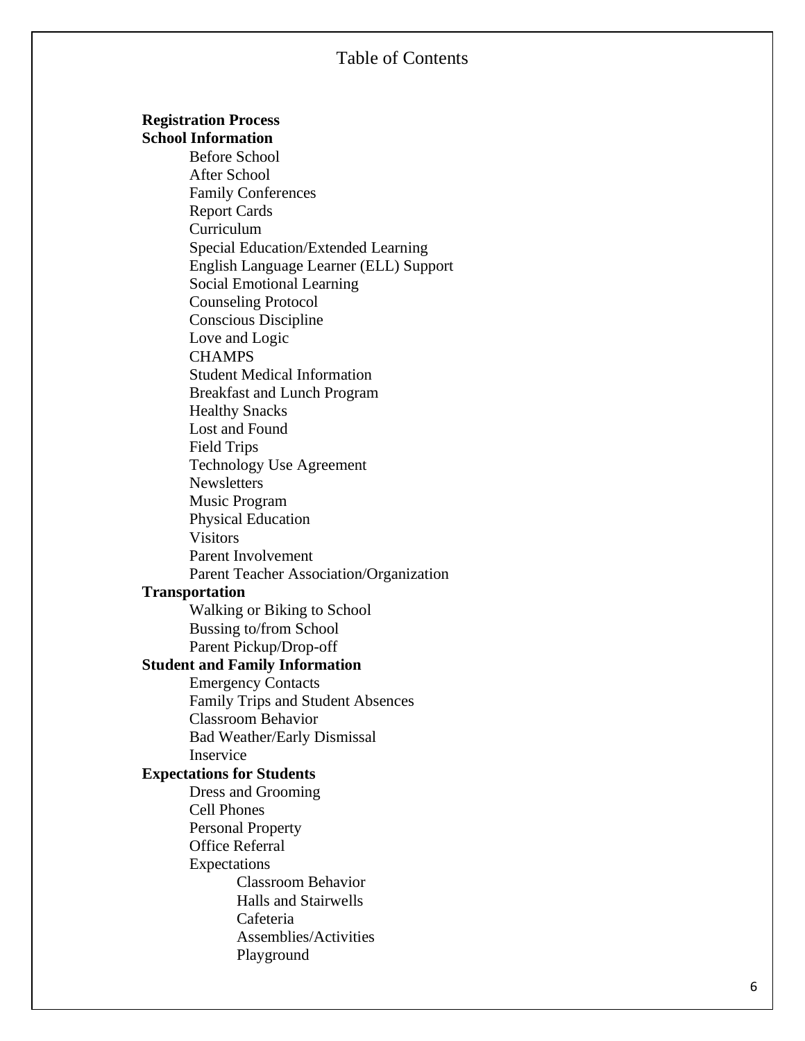# Table of Contents

**Registration Process**

**School Information**

- Before School
- After School
- Family Conferences
- Report Cards
- Curriculum
- Special Education/Extended Learning
- English Language Learner (ELL) Support
- Social Emotional Learning
- Counseling Protocol
- Conscious Discipline
- Love and Logic
- CHAMPS
- Student Medical Information
- Breakfast and Lunch Program
- Healthy Snacks
- Lost and Found
- Field Trips
- Technology Use Agreement
- Newsletters
- Music Program
- Physical Education
- Visitors
- Parent Involvement
- Parent Teacher Association/Organization

**Transportation**

- Walking or Biking to School
- Bussing to/from School
- Parent Pickup/Drop-off

**Student and Family Information**

- Emergency Contacts
- Family Trips and Student Absences
- Classroom Behavior
- Bad Weather/Early Dismissal
- Inservice

**Expectations for Students**

- Dress and Grooming
- Cell Phones
- Personal Property
- Office Referral
- Expectations
  - Classroom Behavior
  - Halls and Stairwells
  - Cafeteria
  - Assemblies/Activities
  - Playground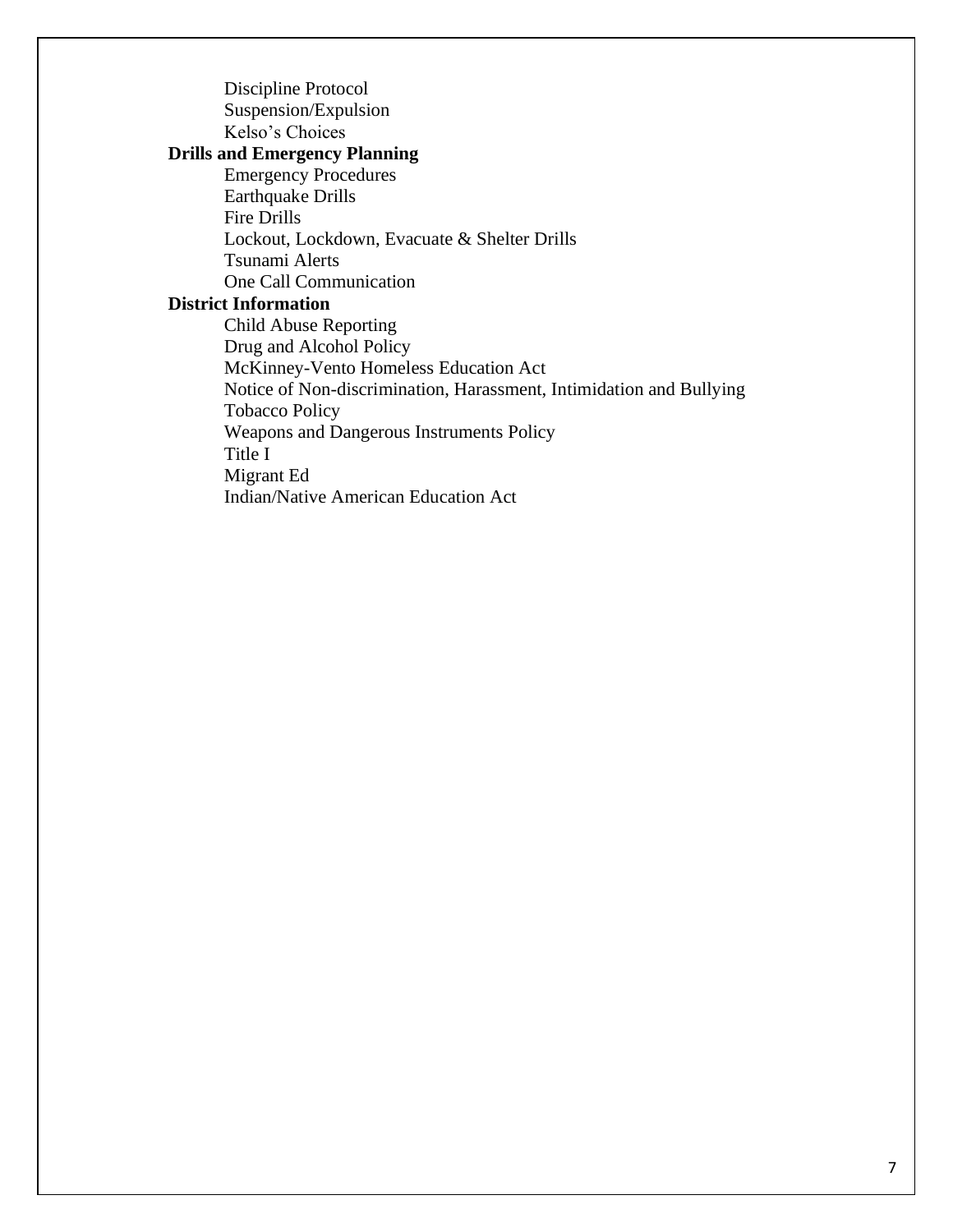- Discipline Protocol
- Suspension/Expulsion
- Kelso's Choices

**Drills and Emergency Planning**

- Emergency Procedures
- Earthquake Drills
- Fire Drills
- Lockout, Lockdown, Evacuate & Shelter Drills
- Tsunami Alerts
- One Call Communication

**District Information**

- Child Abuse Reporting
- Drug and Alcohol Policy
- McKinney-Vento Homeless Education Act
- Notice of Non-discrimination, Harassment, Intimidation and Bullying
- Tobacco Policy
- Weapons and Dangerous Instruments Policy
- Title I
- Migrant Ed
- Indian/Native American Education Act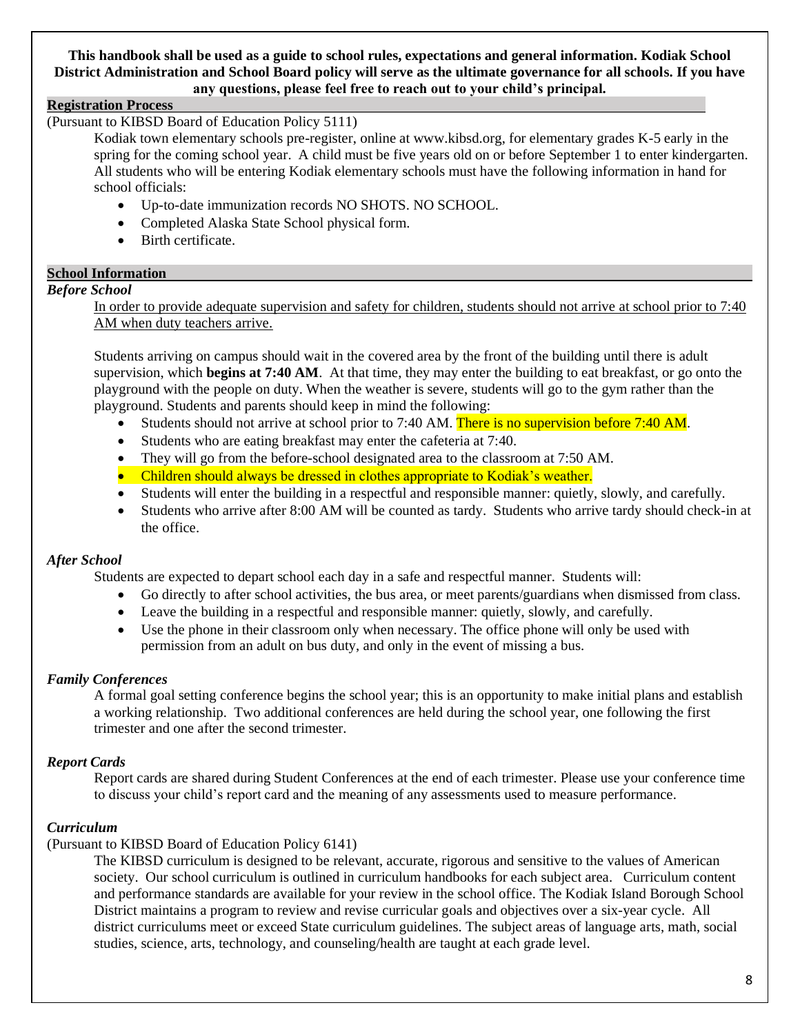**This handbook shall be used as a guide to school rules, expectations and general information. Kodiak School District Administration and School Board policy will serve as the ultimate governance for all schools. If you have any questions, please feel free to reach out to your child's principal.**

## Registration Process

(Pursuant to KIBSD Board of Education Policy 5111)

Kodiak town elementary schools pre-register, online at www.kibsd.org, for elementary grades K-5 early in the spring for the coming school year. A child must be five years old on or before September 1 to enter kindergarten. All students who will be entering Kodiak elementary schools must have the following information in hand for school officials:

- Up-to-date immunization records NO SHOTS. NO SCHOOL.
- Completed Alaska State School physical form.
- Birth certificate.

## School Information

### *Before School*

In order to provide adequate supervision and safety for children, students should not arrive at school prior to 7:40 AM when duty teachers arrive.

Students arriving on campus should wait in the covered area by the front of the building until there is adult supervision, which **begins at 7:40 AM**. At that time, they may enter the building to eat breakfast, or go onto the playground with the people on duty. When the weather is severe, students will go to the gym rather than the playground. Students and parents should keep in mind the following:

- Students should not arrive at school prior to 7:40 AM. There is no supervision before 7:40 AM.
- Students who are eating breakfast may enter the cafeteria at 7:40.
- They will go from the before-school designated area to the classroom at 7:50 AM.
- Children should always be dressed in clothes appropriate to Kodiak's weather.
- Students will enter the building in a respectful and responsible manner: quietly, slowly, and carefully.
- Students who arrive after 8:00 AM will be counted as tardy. Students who arrive tardy should check-in at the office.

### *After School*

Students are expected to depart school each day in a safe and respectful manner. Students will:

- Go directly to after school activities, the bus area, or meet parents/guardians when dismissed from class.
- Leave the building in a respectful and responsible manner: quietly, slowly, and carefully.
- Use the phone in their classroom only when necessary. The office phone will only be used with permission from an adult on bus duty, and only in the event of missing a bus.

### *Family Conferences*

A formal goal setting conference begins the school year; this is an opportunity to make initial plans and establish a working relationship. Two additional conferences are held during the school year, one following the first trimester and one after the second trimester.

### *Report Cards*

Report cards are shared during Student Conferences at the end of each trimester. Please use your conference time to discuss your child's report card and the meaning of any assessments used to measure performance.

### *Curriculum*

(Pursuant to KIBSD Board of Education Policy 6141)

The KIBSD curriculum is designed to be relevant, accurate, rigorous and sensitive to the values of American society. Our school curriculum is outlined in curriculum handbooks for each subject area. Curriculum content and performance standards are available for your review in the school office. The Kodiak Island Borough School District maintains a program to review and revise curricular goals and objectives over a six-year cycle. All district curriculums meet or exceed State curriculum guidelines. The subject areas of language arts, math, social studies, science, arts, technology, and counseling/health are taught at each grade level.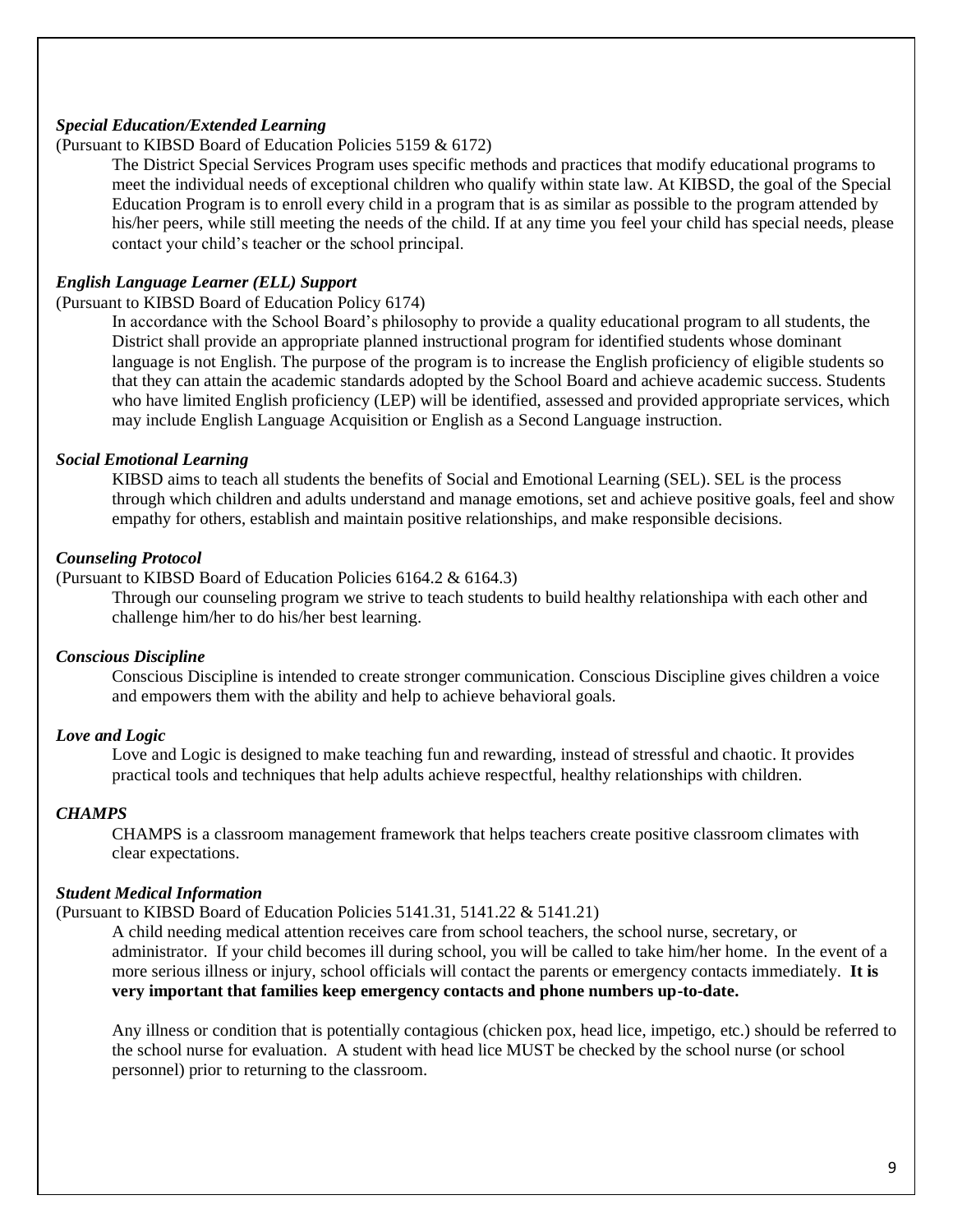### *Special Education/Extended Learning*

(Pursuant to KIBSD Board of Education Policies 5159 & 6172)

The District Special Services Program uses specific methods and practices that modify educational programs to meet the individual needs of exceptional children who qualify within state law. At KIBSD, the goal of the Special Education Program is to enroll every child in a program that is as similar as possible to the program attended by his/her peers, while still meeting the needs of the child. If at any time you feel your child has special needs, please contact your child's teacher or the school principal.

### *English Language Learner (ELL) Support*

(Pursuant to KIBSD Board of Education Policy 6174)

In accordance with the School Board's philosophy to provide a quality educational program to all students, the District shall provide an appropriate planned instructional program for identified students whose dominant language is not English. The purpose of the program is to increase the English proficiency of eligible students so that they can attain the academic standards adopted by the School Board and achieve academic success. Students who have limited English proficiency (LEP) will be identified, assessed and provided appropriate services, which may include English Language Acquisition or English as a Second Language instruction.

### *Social Emotional Learning*

KIBSD aims to teach all students the benefits of Social and Emotional Learning (SEL). SEL is the process through which children and adults understand and manage emotions, set and achieve positive goals, feel and show empathy for others, establish and maintain positive relationships, and make responsible decisions.

### *Counseling Protocol*

(Pursuant to KIBSD Board of Education Policies 6164.2 & 6164.3)

Through our counseling program we strive to teach students to build healthy relationshipa with each other and challenge him/her to do his/her best learning.

### *Conscious Discipline*

Conscious Discipline is intended to create stronger communication. Conscious Discipline gives children a voice and empowers them with the ability and help to achieve behavioral goals.

### *Love and Logic*

Love and Logic is designed to make teaching fun and rewarding, instead of stressful and chaotic. It provides practical tools and techniques that help adults achieve respectful, healthy relationships with children.

### *CHAMPS*

CHAMPS is a classroom management framework that helps teachers create positive classroom climates with clear expectations.

### *Student Medical Information*

(Pursuant to KIBSD Board of Education Policies 5141.31, 5141.22 & 5141.21)

A child needing medical attention receives care from school teachers, the school nurse, secretary, or administrator. If your child becomes ill during school, you will be called to take him/her home. In the event of a more serious illness or injury, school officials will contact the parents or emergency contacts immediately. **It is very important that families keep emergency contacts and phone numbers up-to-date.**

Any illness or condition that is potentially contagious (chicken pox, head lice, impetigo, etc.) should be referred to the school nurse for evaluation. A student with head lice MUST be checked by the school nurse (or school personnel) prior to returning to the classroom.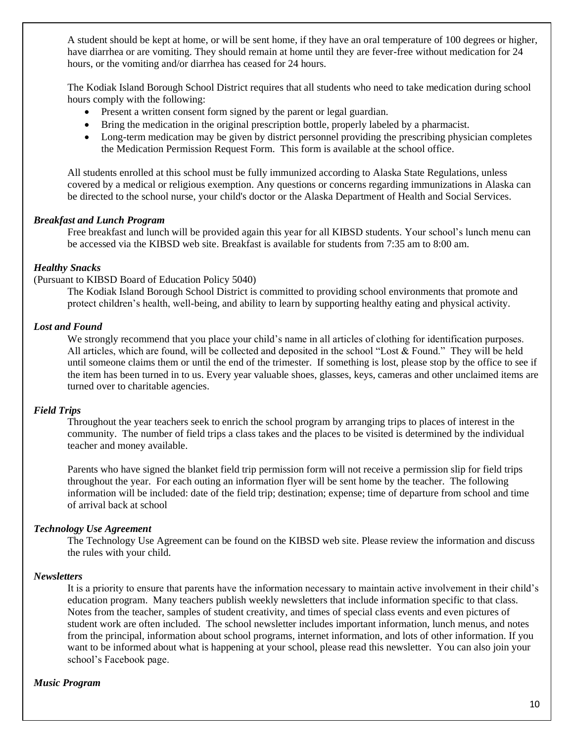A student should be kept at home, or will be sent home, if they have an oral temperature of 100 degrees or higher, have diarrhea or are vomiting. They should remain at home until they are fever-free without medication for 24 hours, or the vomiting and/or diarrhea has ceased for 24 hours.

The Kodiak Island Borough School District requires that all students who need to take medication during school hours comply with the following:

- Present a written consent form signed by the parent or legal guardian.
- Bring the medication in the original prescription bottle, properly labeled by a pharmacist.
- Long-term medication may be given by district personnel providing the prescribing physician completes the Medication Permission Request Form. This form is available at the school office.

All students enrolled at this school must be fully immunized according to Alaska State Regulations, unless covered by a medical or religious exemption. Any questions or concerns regarding immunizations in Alaska can be directed to the school nurse, your child's doctor or the Alaska Department of Health and Social Services.

***Breakfast and Lunch Program***

Free breakfast and lunch will be provided again this year for all KIBSD students. Your school's lunch menu can be accessed via the KIBSD web site. Breakfast is available for students from 7:35 am to 8:00 am.

***Healthy Snacks***

(Pursuant to KIBSD Board of Education Policy 5040)

The Kodiak Island Borough School District is committed to providing school environments that promote and protect children's health, well-being, and ability to learn by supporting healthy eating and physical activity.

***Lost and Found***

We strongly recommend that you place your child's name in all articles of clothing for identification purposes. All articles, which are found, will be collected and deposited in the school "Lost & Found." They will be held until someone claims them or until the end of the trimester. If something is lost, please stop by the office to see if the item has been turned in to us. Every year valuable shoes, glasses, keys, cameras and other unclaimed items are turned over to charitable agencies.

***Field Trips***

Throughout the year teachers seek to enrich the school program by arranging trips to places of interest in the community. The number of field trips a class takes and the places to be visited is determined by the individual teacher and money available.

Parents who have signed the blanket field trip permission form will not receive a permission slip for field trips throughout the year. For each outing an information flyer will be sent home by the teacher. The following information will be included: date of the field trip; destination; expense; time of departure from school and time of arrival back at school

***Technology Use Agreement***

The Technology Use Agreement can be found on the KIBSD web site. Please review the information and discuss the rules with your child.

***Newsletters***

It is a priority to ensure that parents have the information necessary to maintain active involvement in their child's education program. Many teachers publish weekly newsletters that include information specific to that class. Notes from the teacher, samples of student creativity, and times of special class events and even pictures of student work are often included. The school newsletter includes important information, lunch menus, and notes from the principal, information about school programs, internet information, and lots of other information. If you want to be informed about what is happening at your school, please read this newsletter. You can also join your school's Facebook page.

***Music Program***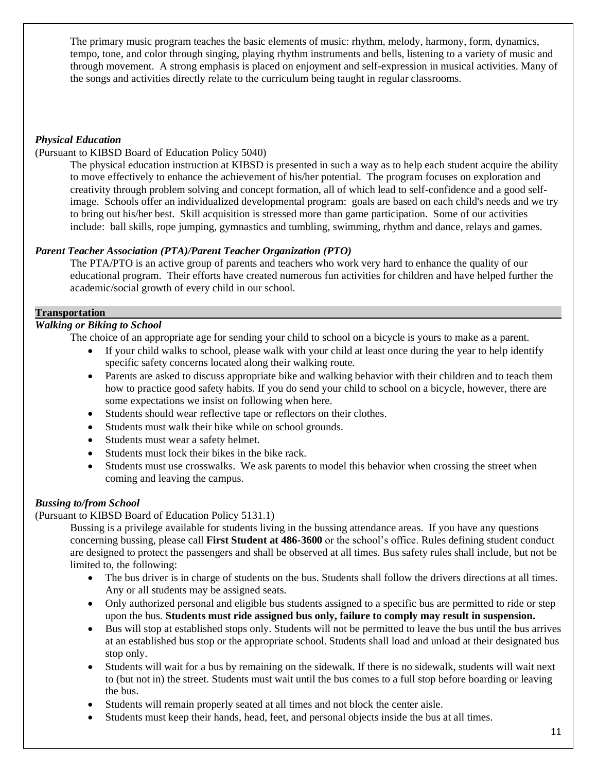The primary music program teaches the basic elements of music: rhythm, melody, harmony, form, dynamics, tempo, tone, and color through singing, playing rhythm instruments and bells, listening to a variety of music and through movement. A strong emphasis is placed on enjoyment and self-expression in musical activities. Many of the songs and activities directly relate to the curriculum being taught in regular classrooms.

### *Physical Education*

(Pursuant to KIBSD Board of Education Policy 5040)

The physical education instruction at KIBSD is presented in such a way as to help each student acquire the ability to move effectively to enhance the achievement of his/her potential. The program focuses on exploration and creativity through problem solving and concept formation, all of which lead to self-confidence and a good self-image. Schools offer an individualized developmental program: goals are based on each child's needs and we try to bring out his/her best. Skill acquisition is stressed more than game participation. Some of our activities include: ball skills, rope jumping, gymnastics and tumbling, swimming, rhythm and dance, relays and games.

### *Parent Teacher Association (PTA)/Parent Teacher Organization (PTO)*

The PTA/PTO is an active group of parents and teachers who work very hard to enhance the quality of our educational program. Their efforts have created numerous fun activities for children and have helped further the academic/social growth of every child in our school.

## Transportation

### *Walking or Biking to School*

The choice of an appropriate age for sending your child to school on a bicycle is yours to make as a parent.

- If your child walks to school, please walk with your child at least once during the year to help identify specific safety concerns located along their walking route.
- Parents are asked to discuss appropriate bike and walking behavior with their children and to teach them how to practice good safety habits. If you do send your child to school on a bicycle, however, there are some expectations we insist on following when here.
- Students should wear reflective tape or reflectors on their clothes.
- Students must walk their bike while on school grounds.
- Students must wear a safety helmet.
- Students must lock their bikes in the bike rack.
- Students must use crosswalks. We ask parents to model this behavior when crossing the street when coming and leaving the campus.

### *Bussing to/from School*

(Pursuant to KIBSD Board of Education Policy 5131.1)

Bussing is a privilege available for students living in the bussing attendance areas. If you have any questions concerning bussing, please call **First Student at 486-3600** or the school's office. Rules defining student conduct are designed to protect the passengers and shall be observed at all times. Bus safety rules shall include, but not be limited to, the following:

- The bus driver is in charge of students on the bus. Students shall follow the drivers directions at all times. Any or all students may be assigned seats.
- Only authorized personal and eligible bus students assigned to a specific bus are permitted to ride or step upon the bus. **Students must ride assigned bus only, failure to comply may result in suspension.**
- Bus will stop at established stops only. Students will not be permitted to leave the bus until the bus arrives at an established bus stop or the appropriate school. Students shall load and unload at their designated bus stop only.
- Students will wait for a bus by remaining on the sidewalk. If there is no sidewalk, students will wait next to (but not in) the street. Students must wait until the bus comes to a full stop before boarding or leaving the bus.
- Students will remain properly seated at all times and not block the center aisle.
- Students must keep their hands, head, feet, and personal objects inside the bus at all times.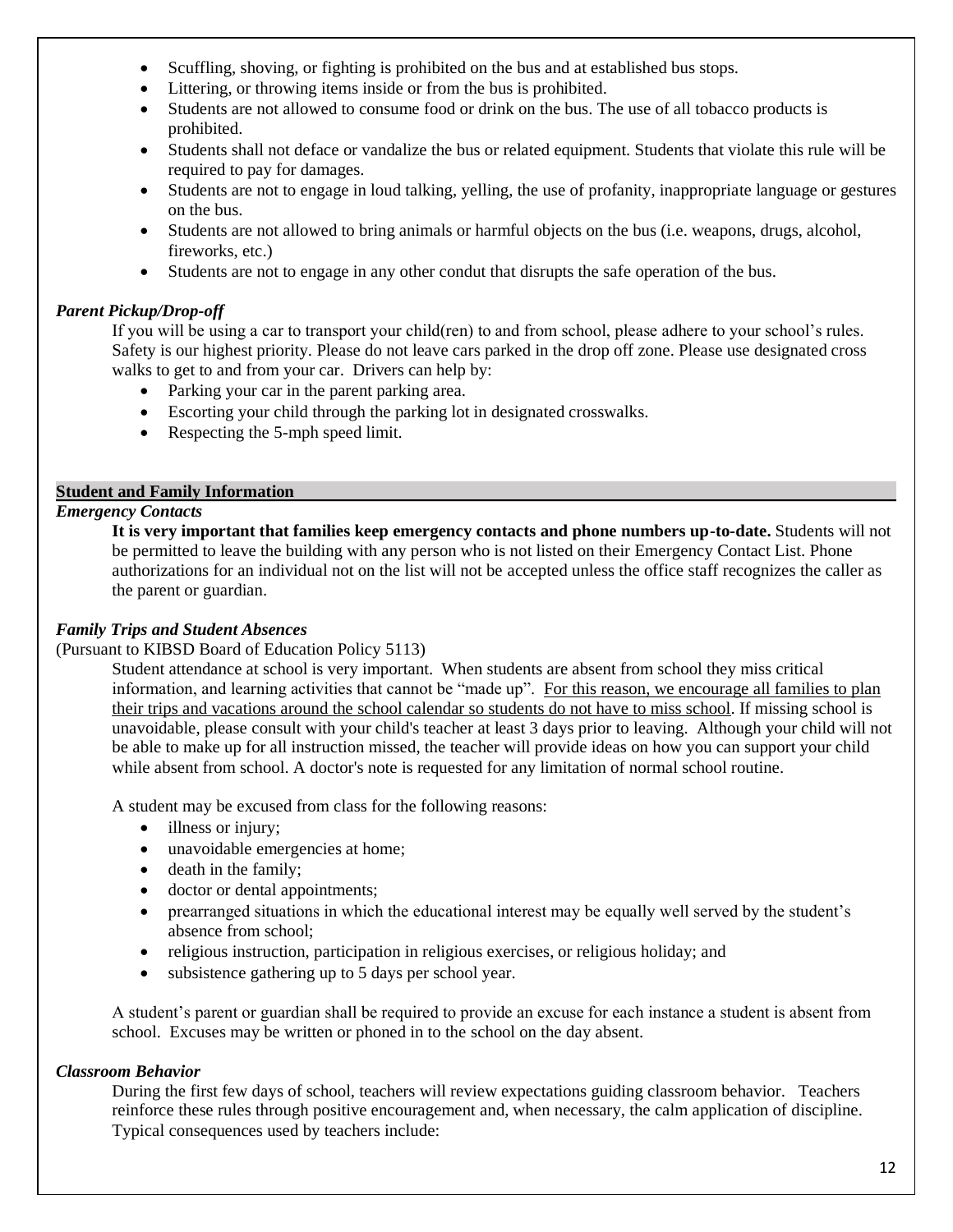- Scuffling, shoving, or fighting is prohibited on the bus and at established bus stops.
- Littering, or throwing items inside or from the bus is prohibited.
- Students are not allowed to consume food or drink on the bus. The use of all tobacco products is prohibited.
- Students shall not deface or vandalize the bus or related equipment. Students that violate this rule will be required to pay for damages.
- Students are not to engage in loud talking, yelling, the use of profanity, inappropriate language or gestures on the bus.
- Students are not allowed to bring animals or harmful objects on the bus (i.e. weapons, drugs, alcohol, fireworks, etc.)
- Students are not to engage in any other condut that disrupts the safe operation of the bus.

### *Parent Pickup/Drop-off*

If you will be using a car to transport your child(ren) to and from school, please adhere to your school's rules. Safety is our highest priority. Please do not leave cars parked in the drop off zone. Please use designated cross walks to get to and from your car. Drivers can help by:

- Parking your car in the parent parking area.
- Escorting your child through the parking lot in designated crosswalks.
- Respecting the 5-mph speed limit.

## Student and Family Information

### *Emergency Contacts*

**It is very important that families keep emergency contacts and phone numbers up-to-date.** Students will not be permitted to leave the building with any person who is not listed on their Emergency Contact List. Phone authorizations for an individual not on the list will not be accepted unless the office staff recognizes the caller as the parent or guardian.

### *Family Trips and Student Absences*

(Pursuant to KIBSD Board of Education Policy 5113)

Student attendance at school is very important. When students are absent from school they miss critical information, and learning activities that cannot be "made up". <u>For this reason, we encourage all families to plan their trips and vacations around the school calendar so students do not have to miss school</u>. If missing school is unavoidable, please consult with your child's teacher at least 3 days prior to leaving. Although your child will not be able to make up for all instruction missed, the teacher will provide ideas on how you can support your child while absent from school. A doctor's note is requested for any limitation of normal school routine.

A student may be excused from class for the following reasons:

- illness or injury;
- unavoidable emergencies at home;
- death in the family;
- doctor or dental appointments;
- prearranged situations in which the educational interest may be equally well served by the student's absence from school;
- religious instruction, participation in religious exercises, or religious holiday; and
- subsistence gathering up to 5 days per school year.

A student's parent or guardian shall be required to provide an excuse for each instance a student is absent from school. Excuses may be written or phoned in to the school on the day absent.

### *Classroom Behavior*

During the first few days of school, teachers will review expectations guiding classroom behavior. Teachers reinforce these rules through positive encouragement and, when necessary, the calm application of discipline. Typical consequences used by teachers include: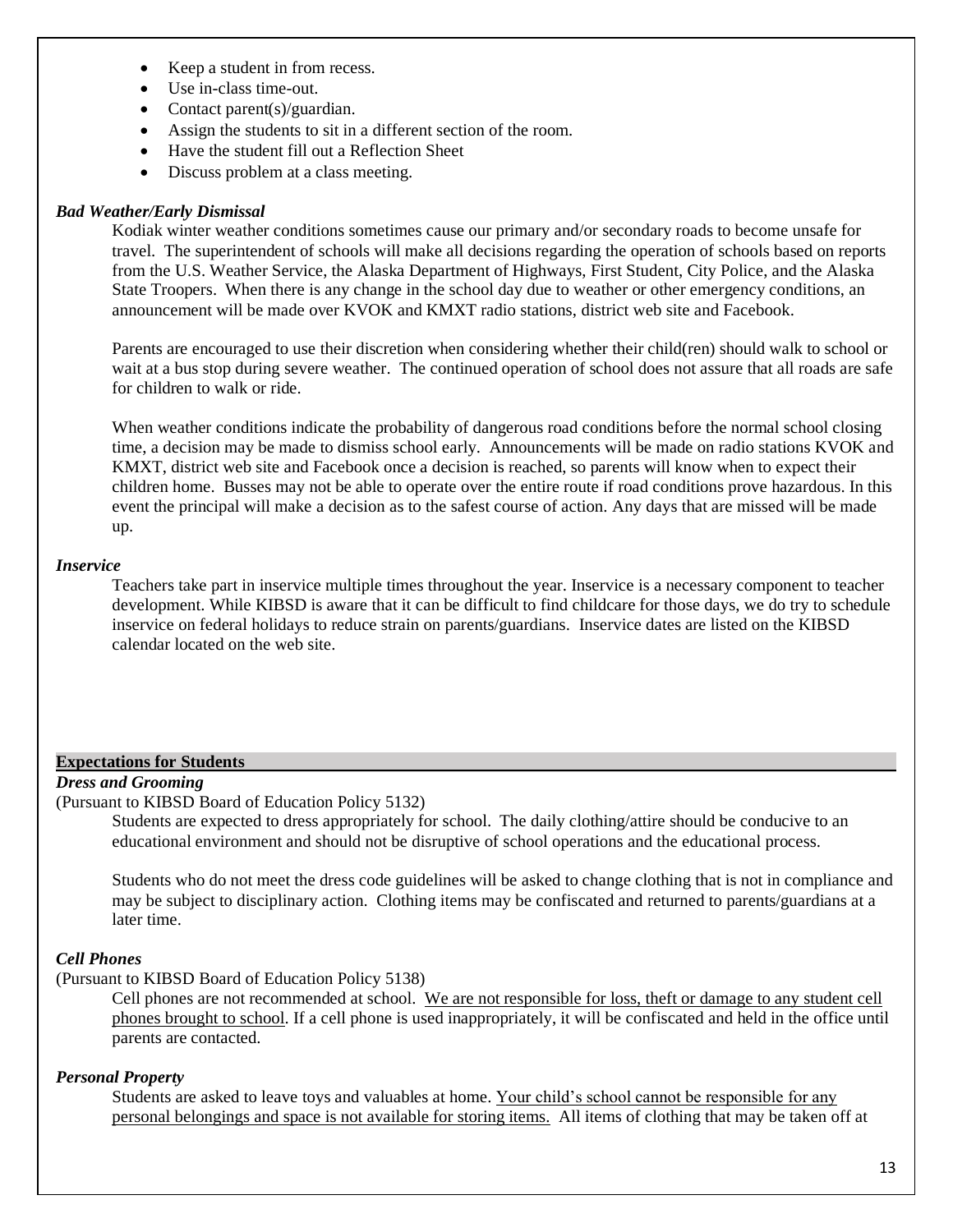- Keep a student in from recess.
- Use in-class time-out.
- Contact parent(s)/guardian.
- Assign the students to sit in a different section of the room.
- Have the student fill out a Reflection Sheet
- Discuss problem at a class meeting.

### *Bad Weather/Early Dismissal*

Kodiak winter weather conditions sometimes cause our primary and/or secondary roads to become unsafe for travel. The superintendent of schools will make all decisions regarding the operation of schools based on reports from the U.S. Weather Service, the Alaska Department of Highways, First Student, City Police, and the Alaska State Troopers. When there is any change in the school day due to weather or other emergency conditions, an announcement will be made over KVOK and KMXT radio stations, district web site and Facebook.

Parents are encouraged to use their discretion when considering whether their child(ren) should walk to school or wait at a bus stop during severe weather. The continued operation of school does not assure that all roads are safe for children to walk or ride.

When weather conditions indicate the probability of dangerous road conditions before the normal school closing time, a decision may be made to dismiss school early. Announcements will be made on radio stations KVOK and KMXT, district web site and Facebook once a decision is reached, so parents will know when to expect their children home. Busses may not be able to operate over the entire route if road conditions prove hazardous. In this event the principal will make a decision as to the safest course of action. Any days that are missed will be made up.

### *Inservice*

Teachers take part in inservice multiple times throughout the year. Inservice is a necessary component to teacher development. While KIBSD is aware that it can be difficult to find childcare for those days, we do try to schedule inservice on federal holidays to reduce strain on parents/guardians. Inservice dates are listed on the KIBSD calendar located on the web site.

## Expectations for Students

### *Dress and Grooming*

(Pursuant to KIBSD Board of Education Policy 5132)

Students are expected to dress appropriately for school. The daily clothing/attire should be conducive to an educational environment and should not be disruptive of school operations and the educational process.

Students who do not meet the dress code guidelines will be asked to change clothing that is not in compliance and may be subject to disciplinary action. Clothing items may be confiscated and returned to parents/guardians at a later time.

### *Cell Phones*

(Pursuant to KIBSD Board of Education Policy 5138)

Cell phones are not recommended at school. <u>We are not responsible for loss, theft or damage to any student cell phones brought to school</u>. If a cell phone is used inappropriately, it will be confiscated and held in the office until parents are contacted.

### *Personal Property*

Students are asked to leave toys and valuables at home. <u>Your child's school cannot be responsible for any personal belongings and space is not available for storing items.</u> All items of clothing that may be taken off at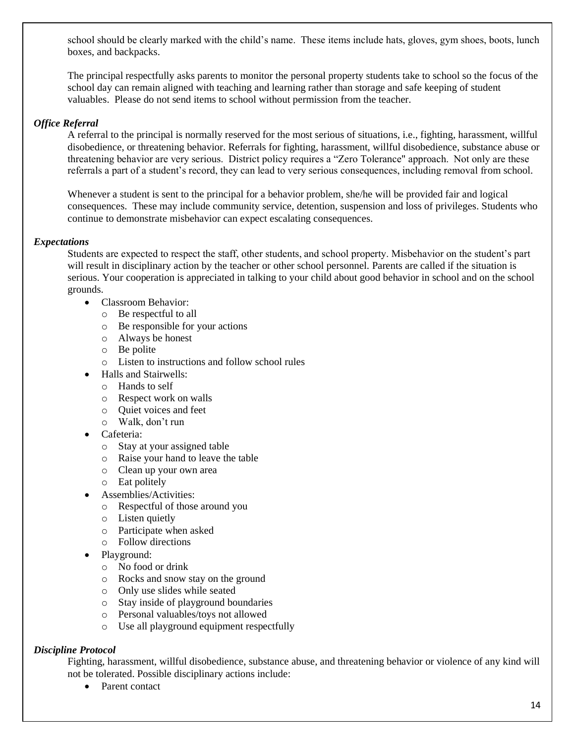school should be clearly marked with the child's name. These items include hats, gloves, gym shoes, boots, lunch boxes, and backpacks.

The principal respectfully asks parents to monitor the personal property students take to school so the focus of the school day can remain aligned with teaching and learning rather than storage and safe keeping of student valuables. Please do not send items to school without permission from the teacher.

***Office Referral***

A referral to the principal is normally reserved for the most serious of situations, i.e., fighting, harassment, willful disobedience, or threatening behavior. Referrals for fighting, harassment, willful disobedience, substance abuse or threatening behavior are very serious. District policy requires a "Zero Tolerance" approach. Not only are these referrals a part of a student's record, they can lead to very serious consequences, including removal from school.

Whenever a student is sent to the principal for a behavior problem, she/he will be provided fair and logical consequences. These may include community service, detention, suspension and loss of privileges. Students who continue to demonstrate misbehavior can expect escalating consequences.

***Expectations***

Students are expected to respect the staff, other students, and school property. Misbehavior on the student's part will result in disciplinary action by the teacher or other school personnel. Parents are called if the situation is serious. Your cooperation is appreciated in talking to your child about good behavior in school and on the school grounds.

- Classroom Behavior:
  - Be respectful to all
  - Be responsible for your actions
  - Always be honest
  - Be polite
  - Listen to instructions and follow school rules
- Halls and Stairwells:
  - Hands to self
  - Respect work on walls
  - Quiet voices and feet
  - Walk, don't run
- Cafeteria:
  - Stay at your assigned table
  - Raise your hand to leave the table
  - Clean up your own area
  - Eat politely
- Assemblies/Activities:
  - Respectful of those around you
  - Listen quietly
  - Participate when asked
  - Follow directions
- Playground:
  - No food or drink
  - Rocks and snow stay on the ground
  - Only use slides while seated
  - Stay inside of playground boundaries
  - Personal valuables/toys not allowed
  - Use all playground equipment respectfully

***Discipline Protocol***

Fighting, harassment, willful disobedience, substance abuse, and threatening behavior or violence of any kind will not be tolerated. Possible disciplinary actions include:

- Parent contact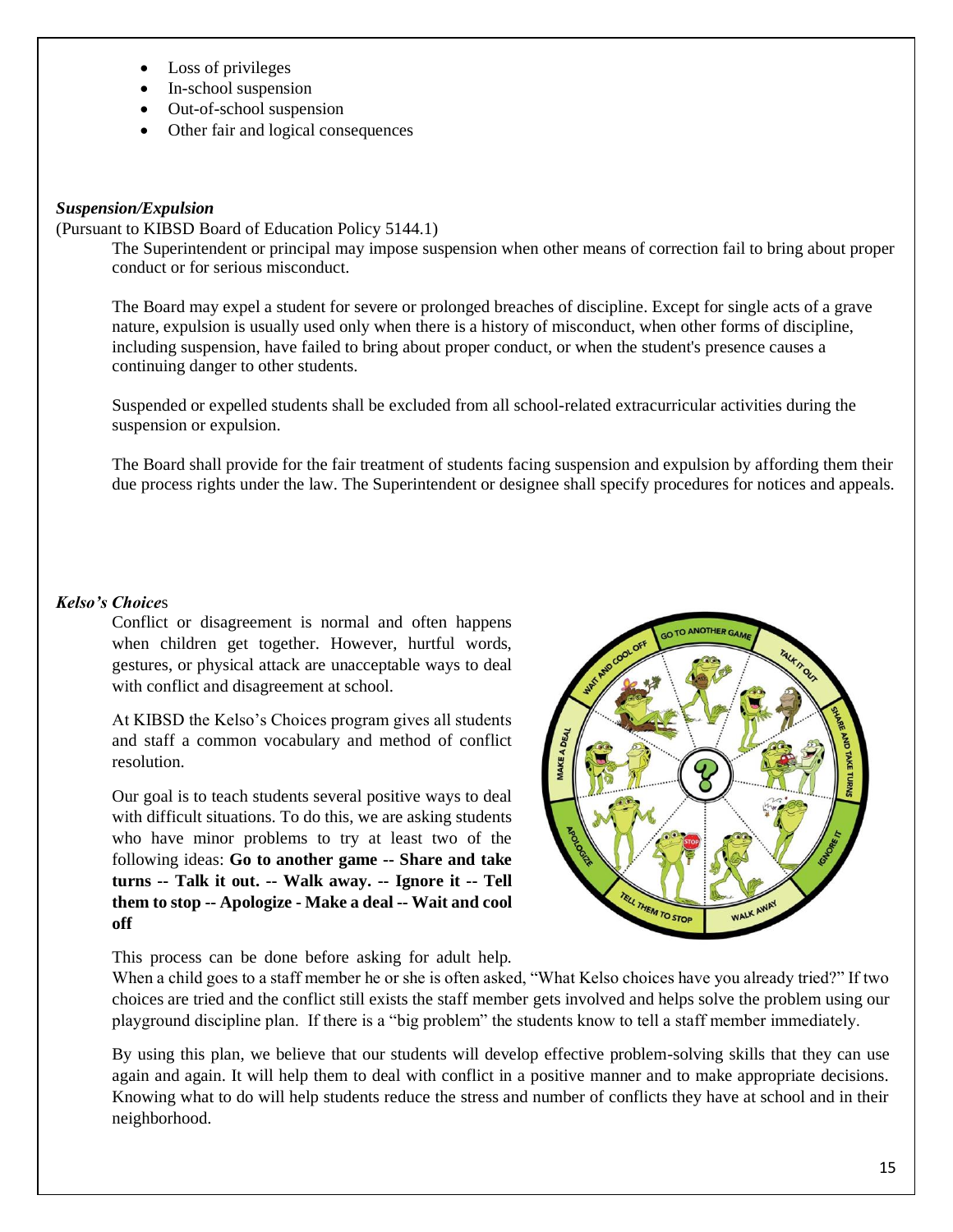- Loss of privileges
- In-school suspension
- Out-of-school suspension
- Other fair and logical consequences

***Suspension/Expulsion***

(Pursuant to KIBSD Board of Education Policy 5144.1)

The Superintendent or principal may impose suspension when other means of correction fail to bring about proper conduct or for serious misconduct.

The Board may expel a student for severe or prolonged breaches of discipline. Except for single acts of a grave nature, expulsion is usually used only when there is a history of misconduct, when other forms of discipline, including suspension, have failed to bring about proper conduct, or when the student's presence causes a continuing danger to other students.

Suspended or expelled students shall be excluded from all school-related extracurricular activities during the suspension or expulsion.

The Board shall provide for the fair treatment of students facing suspension and expulsion by affording them their due process rights under the law. The Superintendent or designee shall specify procedures for notices and appeals.

***Kelso's Choice*s**

Conflict or disagreement is normal and often happens when children get together. However, hurtful words, gestures, or physical attack are unacceptable ways to deal with conflict and disagreement at school.

At KIBSD the Kelso's Choices program gives all students and staff a common vocabulary and method of conflict resolution.

Our goal is to teach students several positive ways to deal with difficult situations. To do this, we are asking students who have minor problems to try at least two of the following ideas: **Go to another game -- Share and take turns -- Talk it out. -- Walk away. -- Ignore it -- Tell them to stop -- Apologize - Make a deal -- Wait and cool off**

This process can be done before asking for adult help. When a child goes to a staff member he or she is often asked, "What Kelso choices have you already tried?" If two choices are tried and the conflict still exists the staff member gets involved and helps solve the problem using our playground discipline plan. If there is a "big problem" the students know to tell a staff member immediately.

By using this plan, we believe that our students will develop effective problem-solving skills that they can use again and again. It will help them to deal with conflict in a positive manner and to make appropriate decisions. Knowing what to do will help students reduce the stress and number of conflicts they have at school and in their neighborhood.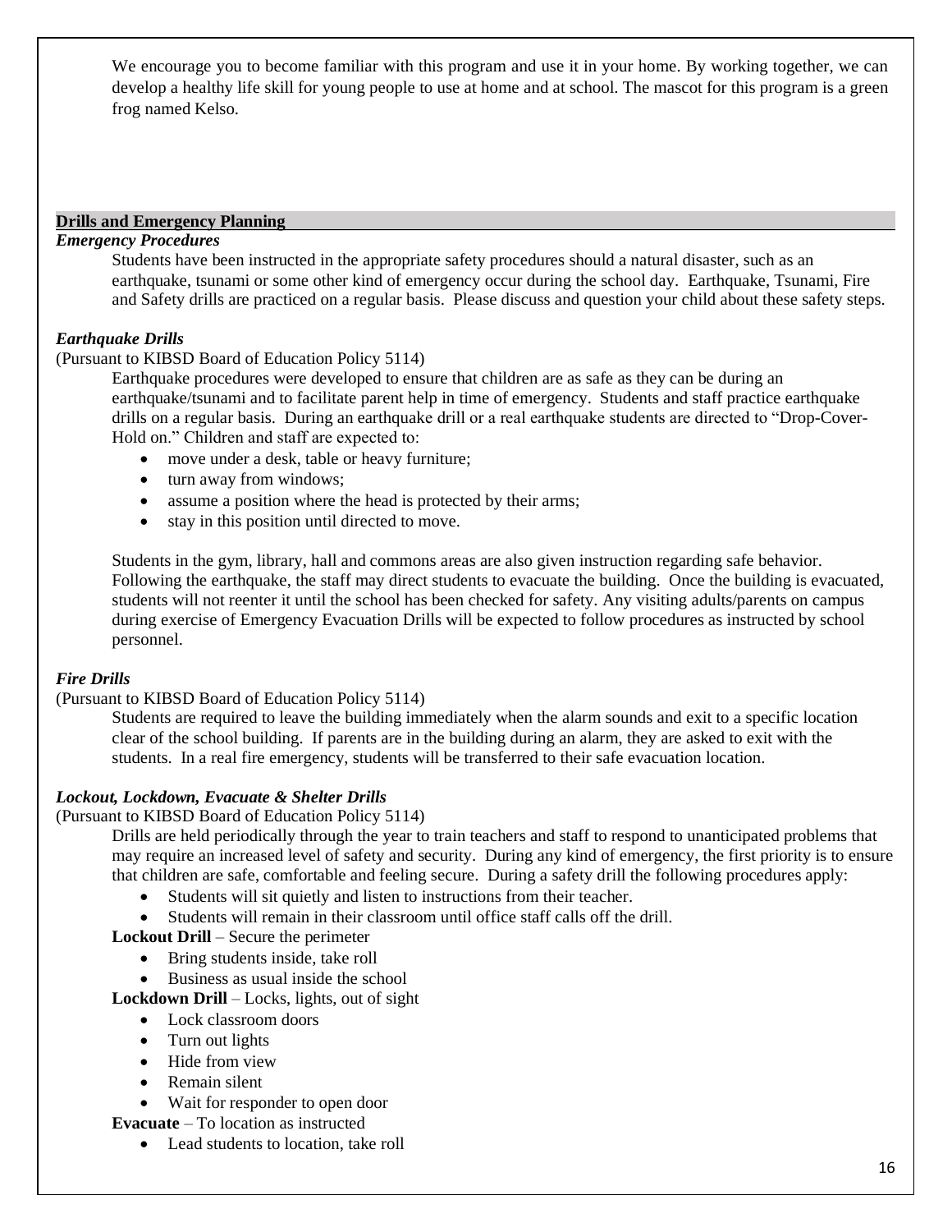We encourage you to become familiar with this program and use it in your home. By working together, we can develop a healthy life skill for young people to use at home and at school. The mascot for this program is a green frog named Kelso.

## Drills and Emergency Planning

### *Emergency Procedures*

Students have been instructed in the appropriate safety procedures should a natural disaster, such as an earthquake, tsunami or some other kind of emergency occur during the school day. Earthquake, Tsunami, Fire and Safety drills are practiced on a regular basis. Please discuss and question your child about these safety steps.

### *Earthquake Drills*

(Pursuant to KIBSD Board of Education Policy 5114)

Earthquake procedures were developed to ensure that children are as safe as they can be during an earthquake/tsunami and to facilitate parent help in time of emergency. Students and staff practice earthquake drills on a regular basis. During an earthquake drill or a real earthquake students are directed to "Drop-Cover-Hold on." Children and staff are expected to:

- move under a desk, table or heavy furniture;
- turn away from windows;
- assume a position where the head is protected by their arms;
- stay in this position until directed to move.

Students in the gym, library, hall and commons areas are also given instruction regarding safe behavior. Following the earthquake, the staff may direct students to evacuate the building. Once the building is evacuated, students will not reenter it until the school has been checked for safety. Any visiting adults/parents on campus during exercise of Emergency Evacuation Drills will be expected to follow procedures as instructed by school personnel.

### *Fire Drills*

(Pursuant to KIBSD Board of Education Policy 5114)

Students are required to leave the building immediately when the alarm sounds and exit to a specific location clear of the school building. If parents are in the building during an alarm, they are asked to exit with the students. In a real fire emergency, students will be transferred to their safe evacuation location.

### *Lockout, Lockdown, Evacuate & Shelter Drills*

(Pursuant to KIBSD Board of Education Policy 5114)

Drills are held periodically through the year to train teachers and staff to respond to unanticipated problems that may require an increased level of safety and security. During any kind of emergency, the first priority is to ensure that children are safe, comfortable and feeling secure. During a safety drill the following procedures apply:

- Students will sit quietly and listen to instructions from their teacher.
- Students will remain in their classroom until office staff calls off the drill.

**Lockout Drill** – Secure the perimeter

- Bring students inside, take roll
- Business as usual inside the school

**Lockdown Drill** – Locks, lights, out of sight

- Lock classroom doors
- Turn out lights
- Hide from view
- Remain silent
- Wait for responder to open door

**Evacuate** – To location as instructed

- Lead students to location, take roll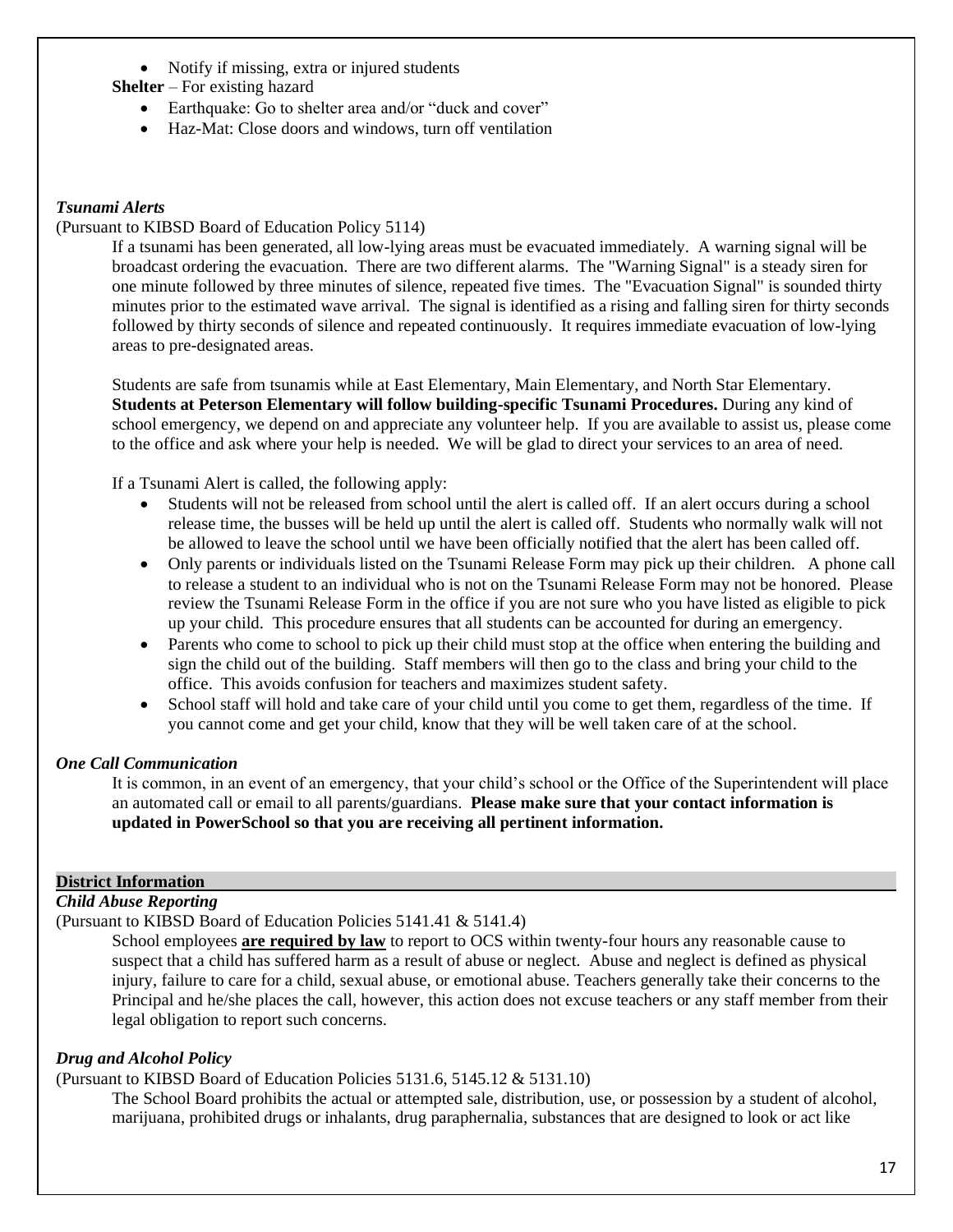- Notify if missing, extra or injured students

**Shelter** – For existing hazard

- Earthquake: Go to shelter area and/or "duck and cover"
- Haz-Mat: Close doors and windows, turn off ventilation

### *Tsunami Alerts*

(Pursuant to KIBSD Board of Education Policy 5114)

If a tsunami has been generated, all low-lying areas must be evacuated immediately. A warning signal will be broadcast ordering the evacuation. There are two different alarms. The "Warning Signal" is a steady siren for one minute followed by three minutes of silence, repeated five times. The "Evacuation Signal" is sounded thirty minutes prior to the estimated wave arrival. The signal is identified as a rising and falling siren for thirty seconds followed by thirty seconds of silence and repeated continuously. It requires immediate evacuation of low-lying areas to pre-designated areas.

Students are safe from tsunamis while at East Elementary, Main Elementary, and North Star Elementary. **Students at Peterson Elementary will follow building-specific Tsunami Procedures.** During any kind of school emergency, we depend on and appreciate any volunteer help. If you are available to assist us, please come to the office and ask where your help is needed. We will be glad to direct your services to an area of need.

If a Tsunami Alert is called, the following apply:

- Students will not be released from school until the alert is called off. If an alert occurs during a school release time, the busses will be held up until the alert is called off. Students who normally walk will not be allowed to leave the school until we have been officially notified that the alert has been called off.
- Only parents or individuals listed on the Tsunami Release Form may pick up their children. A phone call to release a student to an individual who is not on the Tsunami Release Form may not be honored. Please review the Tsunami Release Form in the office if you are not sure who you have listed as eligible to pick up your child. This procedure ensures that all students can be accounted for during an emergency.
- Parents who come to school to pick up their child must stop at the office when entering the building and sign the child out of the building. Staff members will then go to the class and bring your child to the office. This avoids confusion for teachers and maximizes student safety.
- School staff will hold and take care of your child until you come to get them, regardless of the time. If you cannot come and get your child, know that they will be well taken care of at the school.

### *One Call Communication*

It is common, in an event of an emergency, that your child's school or the Office of the Superintendent will place an automated call or email to all parents/guardians. **Please make sure that your contact information is updated in PowerSchool so that you are receiving all pertinent information.**

## District Information

### *Child Abuse Reporting*

(Pursuant to KIBSD Board of Education Policies 5141.41 & 5141.4)

School employees **are required by law** to report to OCS within twenty-four hours any reasonable cause to suspect that a child has suffered harm as a result of abuse or neglect. Abuse and neglect is defined as physical injury, failure to care for a child, sexual abuse, or emotional abuse. Teachers generally take their concerns to the Principal and he/she places the call, however, this action does not excuse teachers or any staff member from their legal obligation to report such concerns.

### *Drug and Alcohol Policy*

(Pursuant to KIBSD Board of Education Policies 5131.6, 5145.12 & 5131.10)

The School Board prohibits the actual or attempted sale, distribution, use, or possession by a student of alcohol, marijuana, prohibited drugs or inhalants, drug paraphernalia, substances that are designed to look or act like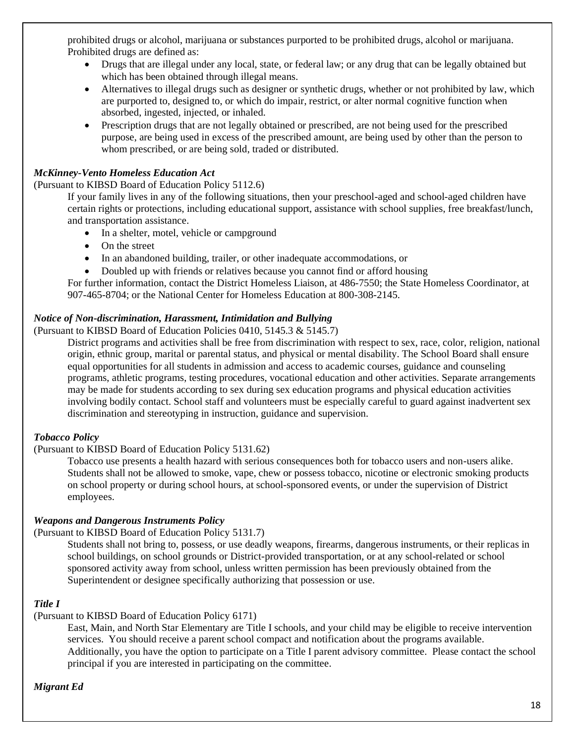prohibited drugs or alcohol, marijuana or substances purported to be prohibited drugs, alcohol or marijuana. Prohibited drugs are defined as:

- Drugs that are illegal under any local, state, or federal law; or any drug that can be legally obtained but which has been obtained through illegal means.
- Alternatives to illegal drugs such as designer or synthetic drugs, whether or not prohibited by law, which are purported to, designed to, or which do impair, restrict, or alter normal cognitive function when absorbed, ingested, injected, or inhaled.
- Prescription drugs that are not legally obtained or prescribed, are not being used for the prescribed purpose, are being used in excess of the prescribed amount, are being used by other than the person to whom prescribed, or are being sold, traded or distributed.

***McKinney-Vento Homeless Education Act***

(Pursuant to KIBSD Board of Education Policy 5112.6)

If your family lives in any of the following situations, then your preschool-aged and school-aged children have certain rights or protections, including educational support, assistance with school supplies, free breakfast/lunch, and transportation assistance.

- In a shelter, motel, vehicle or campground
- On the street
- In an abandoned building, trailer, or other inadequate accommodations, or
- Doubled up with friends or relatives because you cannot find or afford housing

For further information, contact the District Homeless Liaison, at 486-7550; the State Homeless Coordinator, at 907-465-8704; or the National Center for Homeless Education at 800-308-2145.

***Notice of Non-discrimination, Harassment, Intimidation and Bullying***

(Pursuant to KIBSD Board of Education Policies 0410, 5145.3 & 5145.7)

District programs and activities shall be free from discrimination with respect to sex, race, color, religion, national origin, ethnic group, marital or parental status, and physical or mental disability. The School Board shall ensure equal opportunities for all students in admission and access to academic courses, guidance and counseling programs, athletic programs, testing procedures, vocational education and other activities. Separate arrangements may be made for students according to sex during sex education programs and physical education activities involving bodily contact. School staff and volunteers must be especially careful to guard against inadvertent sex discrimination and stereotyping in instruction, guidance and supervision.

***Tobacco Policy***

(Pursuant to KIBSD Board of Education Policy 5131.62)

Tobacco use presents a health hazard with serious consequences both for tobacco users and non-users alike. Students shall not be allowed to smoke, vape, chew or possess tobacco, nicotine or electronic smoking products on school property or during school hours, at school-sponsored events, or under the supervision of District employees.

***Weapons and Dangerous Instruments Policy***

(Pursuant to KIBSD Board of Education Policy 5131.7)

Students shall not bring to, possess, or use deadly weapons, firearms, dangerous instruments, or their replicas in school buildings, on school grounds or District-provided transportation, or at any school-related or school sponsored activity away from school, unless written permission has been previously obtained from the Superintendent or designee specifically authorizing that possession or use.

***Title I***

(Pursuant to KIBSD Board of Education Policy 6171)

East, Main, and North Star Elementary are Title I schools, and your child may be eligible to receive intervention services. You should receive a parent school compact and notification about the programs available. Additionally, you have the option to participate on a Title I parent advisory committee. Please contact the school principal if you are interested in participating on the committee.

***Migrant Ed***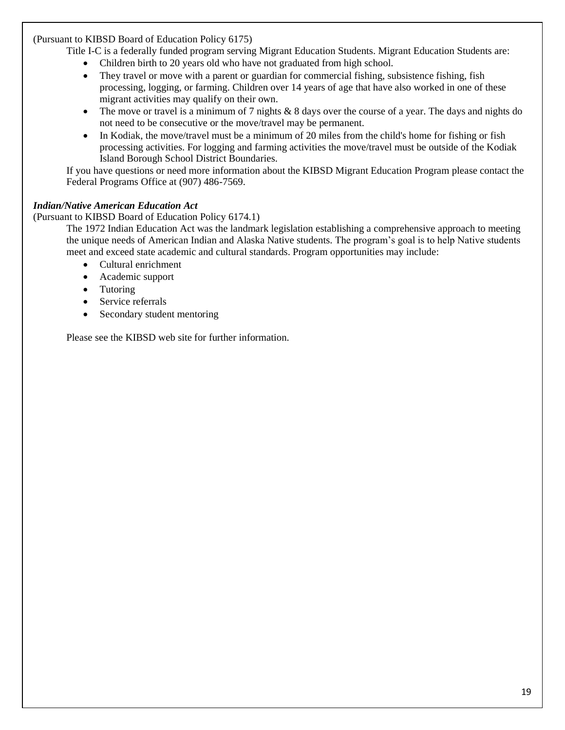(Pursuant to KIBSD Board of Education Policy 6175)

Title I-C is a federally funded program serving Migrant Education Students. Migrant Education Students are:

- Children birth to 20 years old who have not graduated from high school.
- They travel or move with a parent or guardian for commercial fishing, subsistence fishing, fish processing, logging, or farming. Children over 14 years of age that have also worked in one of these migrant activities may qualify on their own.
- The move or travel is a minimum of 7 nights & 8 days over the course of a year. The days and nights do not need to be consecutive or the move/travel may be permanent.
- In Kodiak, the move/travel must be a minimum of 20 miles from the child's home for fishing or fish processing activities. For logging and farming activities the move/travel must be outside of the Kodiak Island Borough School District Boundaries.

If you have questions or need more information about the KIBSD Migrant Education Program please contact the Federal Programs Office at (907) 486-7569.

***Indian/Native American Education Act***

(Pursuant to KIBSD Board of Education Policy 6174.1)

The 1972 Indian Education Act was the landmark legislation establishing a comprehensive approach to meeting the unique needs of American Indian and Alaska Native students. The program's goal is to help Native students meet and exceed state academic and cultural standards. Program opportunities may include:

- Cultural enrichment
- Academic support
- Tutoring
- Service referrals
- Secondary student mentoring

Please see the KIBSD web site for further information.